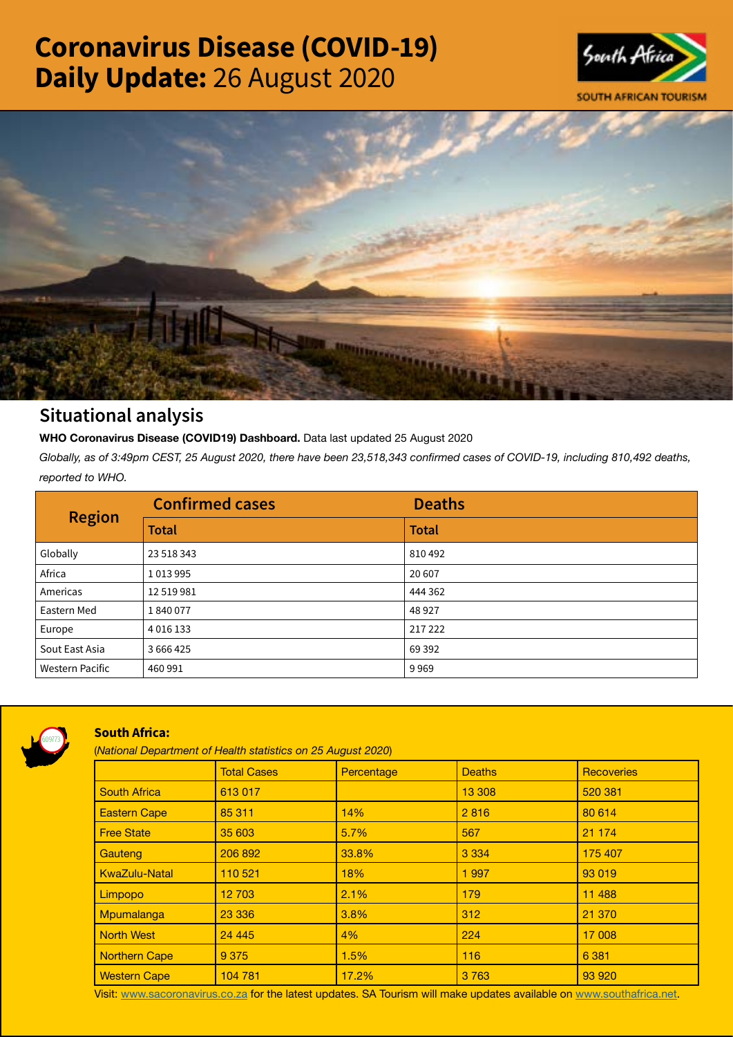# Coronavirus Disease (COVID-19) Daily Update: 26 August 2020

SOUTH AFRICAN TOURISM

## Situational analysis

**WHO Coronavirus Disease (COVID19) Dashboard.** Data last updated 25 August 2020

*Globally, as of 3:49pm CEST, 25 August 2020, there have been 23,518,343 confirmed cases of COVID-19, including 810,492 deaths, reported to WHO.*

| Region | Confirmed cases | Deaths |
|---|---|---|
| | Total | Total |
| Globally | 23 518 343 | 810 492 |
| Africa | 1 013 995 | 20 607 |
| Americas | 12 519 981 | 444 362 |
| Eastern Med | 1 840 077 | 48 927 |
| Europe | 4 016 133 | 217 222 |
| Sout East Asia | 3 666 425 | 69 392 |
| Western Pacific | 460 991 | 9 969 |

**South Africa:**

(*National Department of Health statistics on 25 August 2020*)

| | Total Cases | Percentage | Deaths | Recoveries |
|---|---|---|---|---|
| South Africa | 613 017 | | 13 308 | 520 381 |
| Eastern Cape | 85 311 | 14% | 2 816 | 80 614 |
| Free State | 35 603 | 5.7% | 567 | 21 174 |
| Gauteng | 206 892 | 33.8% | 3 334 | 175 407 |
| KwaZulu-Natal | 110 521 | 18% | 1 997 | 93 019 |
| Limpopo | 12 703 | 2.1% | 179 | 11 488 |
| Mpumalanga | 23 336 | 3.8% | 312 | 21 370 |
| North West | 24 445 | 4% | 224 | 17 008 |
| Northern Cape | 9 375 | 1.5% | 116 | 6 381 |
| Western Cape | 104 781 | 17.2% | 3 763 | 93 920 |

Visit: www.sacoronavirus.co.za for the latest updates. SA Tourism will make updates available on www.southafrica.net.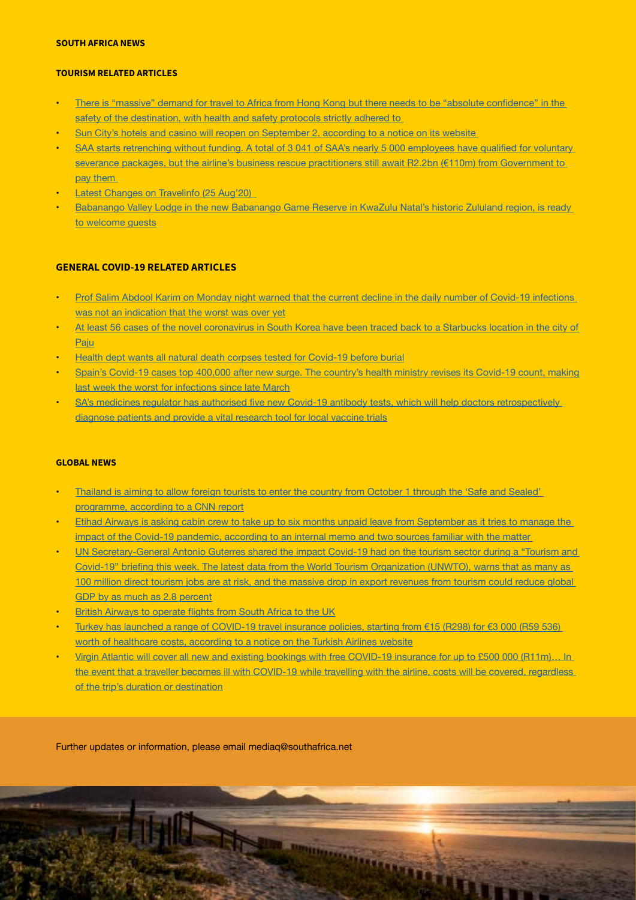**SOUTH AFRICA NEWS**

**TOURISM RELATED ARTICLES**

- There is "massive" demand for travel to Africa from Hong Kong but there needs to be "absolute confidence" in the safety of the destination, with health and safety protocols strictly adhered to
- Sun City's hotels and casino will reopen on September 2, according to a notice on its website
- SAA starts retrenching without funding. A total of 3 041 of SAA's nearly 5 000 employees have qualified for voluntary severance packages, but the airline's business rescue practitioners still await R2.2bn (€110m) from Government to pay them
- Latest Changes on Travelinfo (25 Aug'20)
- Babanango Valley Lodge in the new Babanango Game Reserve in KwaZulu Natal's historic Zululand region, is ready to welcome guests

**GENERAL COVID-19 RELATED ARTICLES**

- Prof Salim Abdool Karim on Monday night warned that the current decline in the daily number of Covid-19 infections was not an indication that the worst was over yet
- At least 56 cases of the novel coronavirus in South Korea have been traced back to a Starbucks location in the city of Paju
- Health dept wants all natural death corpses tested for Covid-19 before burial
- Spain's Covid-19 cases top 400,000 after new surge. The country's health ministry revises its Covid-19 count, making last week the worst for infections since late March
- SA's medicines regulator has authorised five new Covid-19 antibody tests, which will help doctors retrospectively diagnose patients and provide a vital research tool for local vaccine trials

**GLOBAL NEWS**

- Thailand is aiming to allow foreign tourists to enter the country from October 1 through the 'Safe and Sealed' programme, according to a CNN report
- Etihad Airways is asking cabin crew to take up to six months unpaid leave from September as it tries to manage the impact of the Covid-19 pandemic, according to an internal memo and two sources familiar with the matter
- UN Secretary-General Antonio Guterres shared the impact Covid-19 had on the tourism sector during a "Tourism and Covid-19" briefing this week. The latest data from the World Tourism Organization (UNWTO), warns that as many as 100 million direct tourism jobs are at risk, and the massive drop in export revenues from tourism could reduce global GDP by as much as 2.8 percent
- British Airways to operate flights from South Africa to the UK
- Turkey has launched a range of COVID-19 travel insurance policies, starting from €15 (R298) for €3 000 (R59 536) worth of healthcare costs, according to a notice on the Turkish Airlines website
- Virgin Atlantic will cover all new and existing bookings with free COVID-19 insurance for up to £500 000 (R11m)… In the event that a traveller becomes ill with COVID-19 while travelling with the airline, costs will be covered, regardless of the trip's duration or destination

Further updates or information, please email mediaq@southafrica.net